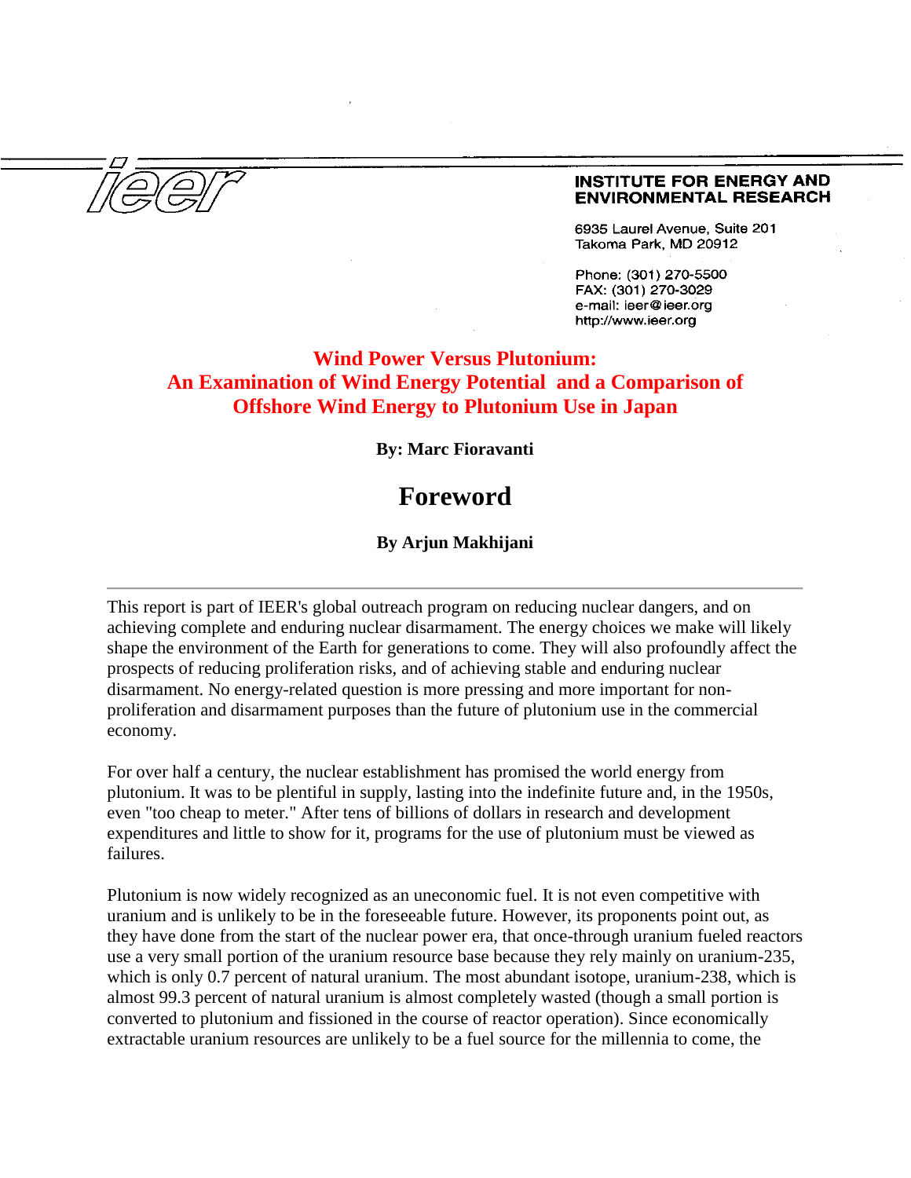**INSTITUTE FOR ENERGY AND ENVIRONMENTAL RESEARCH**

6935 Laurel Avenue, Suite 201
Takoma Park, MD 20912

Phone: (301) 270-5500
FAX: (301) 270-3029
e-mail: ieer@ieer.org
http://www.ieer.org

# Wind Power Versus Plutonium: An Examination of Wind Energy Potential and a Comparison of Offshore Wind Energy to Plutonium Use in Japan

**By: Marc Fioravanti**

## Foreword

**By Arjun Makhijani**

---

This report is part of IEER's global outreach program on reducing nuclear dangers, and on achieving complete and enduring nuclear disarmament. The energy choices we make will likely shape the environment of the Earth for generations to come. They will also profoundly affect the prospects of reducing proliferation risks, and of achieving stable and enduring nuclear disarmament. No energy-related question is more pressing and more important for non-proliferation and disarmament purposes than the future of plutonium use in the commercial economy.

For over half a century, the nuclear establishment has promised the world energy from plutonium. It was to be plentiful in supply, lasting into the indefinite future and, in the 1950s, even "too cheap to meter." After tens of billions of dollars in research and development expenditures and little to show for it, programs for the use of plutonium must be viewed as failures.

Plutonium is now widely recognized as an uneconomic fuel. It is not even competitive with uranium and is unlikely to be in the foreseeable future. However, its proponents point out, as they have done from the start of the nuclear power era, that once-through uranium fueled reactors use a very small portion of the uranium resource base because they rely mainly on uranium-235, which is only 0.7 percent of natural uranium. The most abundant isotope, uranium-238, which is almost 99.3 percent of natural uranium is almost completely wasted (though a small portion is converted to plutonium and fissioned in the course of reactor operation). Since economically extractable uranium resources are unlikely to be a fuel source for the millennia to come, the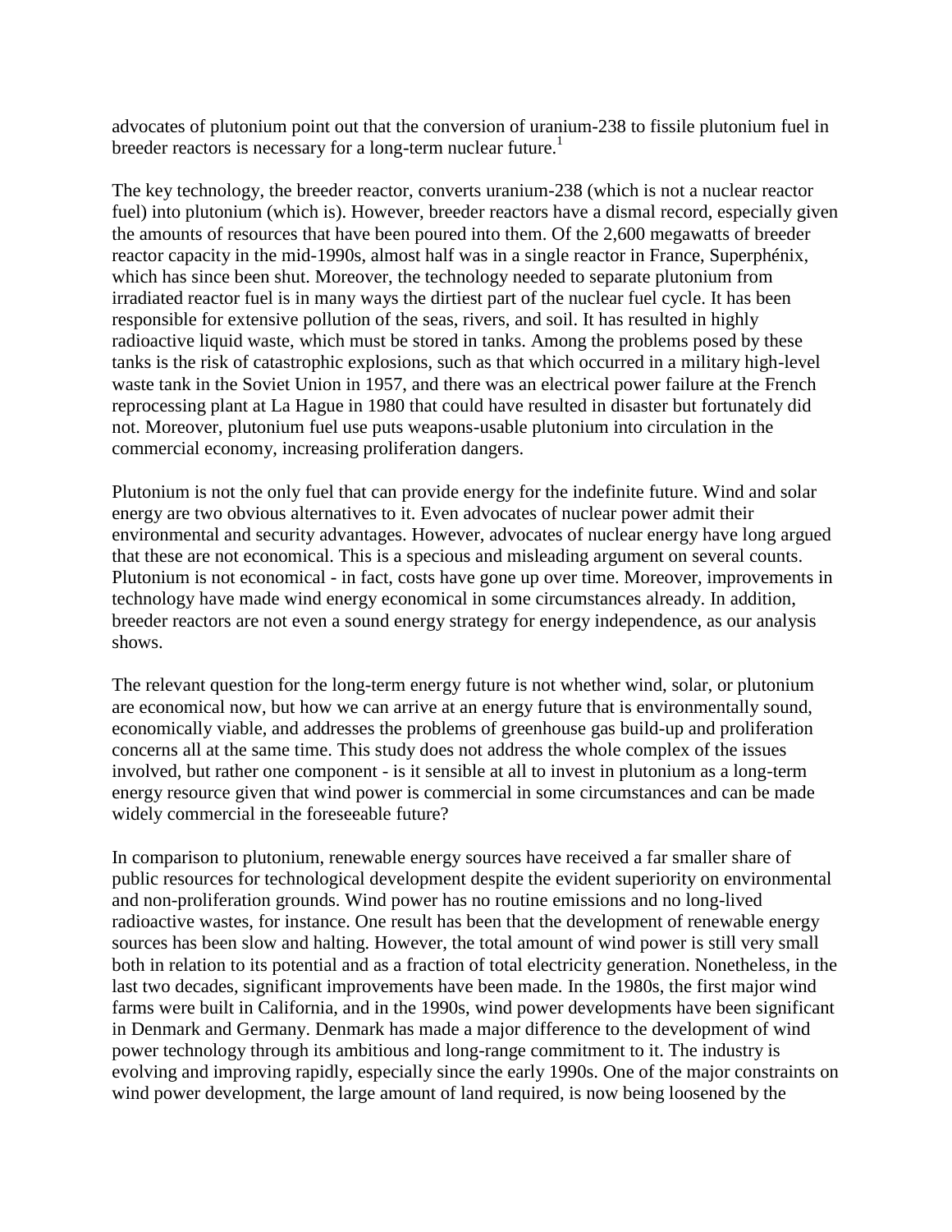advocates of plutonium point out that the conversion of uranium-238 to fissile plutonium fuel in breeder reactors is necessary for a long-term nuclear future.[1]

The key technology, the breeder reactor, converts uranium-238 (which is not a nuclear reactor fuel) into plutonium (which is). However, breeder reactors have a dismal record, especially given the amounts of resources that have been poured into them. Of the 2,600 megawatts of breeder reactor capacity in the mid-1990s, almost half was in a single reactor in France, Superphénix, which has since been shut. Moreover, the technology needed to separate plutonium from irradiated reactor fuel is in many ways the dirtiest part of the nuclear fuel cycle. It has been responsible for extensive pollution of the seas, rivers, and soil. It has resulted in highly radioactive liquid waste, which must be stored in tanks. Among the problems posed by these tanks is the risk of catastrophic explosions, such as that which occurred in a military high-level waste tank in the Soviet Union in 1957, and there was an electrical power failure at the French reprocessing plant at La Hague in 1980 that could have resulted in disaster but fortunately did not. Moreover, plutonium fuel use puts weapons-usable plutonium into circulation in the commercial economy, increasing proliferation dangers.

Plutonium is not the only fuel that can provide energy for the indefinite future. Wind and solar energy are two obvious alternatives to it. Even advocates of nuclear power admit their environmental and security advantages. However, advocates of nuclear energy have long argued that these are not economical. This is a specious and misleading argument on several counts. Plutonium is not economical - in fact, costs have gone up over time. Moreover, improvements in technology have made wind energy economical in some circumstances already. In addition, breeder reactors are not even a sound energy strategy for energy independence, as our analysis shows.

The relevant question for the long-term energy future is not whether wind, solar, or plutonium are economical now, but how we can arrive at an energy future that is environmentally sound, economically viable, and addresses the problems of greenhouse gas build-up and proliferation concerns all at the same time. This study does not address the whole complex of the issues involved, but rather one component - is it sensible at all to invest in plutonium as a long-term energy resource given that wind power is commercial in some circumstances and can be made widely commercial in the foreseeable future?

In comparison to plutonium, renewable energy sources have received a far smaller share of public resources for technological development despite the evident superiority on environmental and non-proliferation grounds. Wind power has no routine emissions and no long-lived radioactive wastes, for instance. One result has been that the development of renewable energy sources has been slow and halting. However, the total amount of wind power is still very small both in relation to its potential and as a fraction of total electricity generation. Nonetheless, in the last two decades, significant improvements have been made. In the 1980s, the first major wind farms were built in California, and in the 1990s, wind power developments have been significant in Denmark and Germany. Denmark has made a major difference to the development of wind power technology through its ambitious and long-range commitment to it. The industry is evolving and improving rapidly, especially since the early 1990s. One of the major constraints on wind power development, the large amount of land required, is now being loosened by the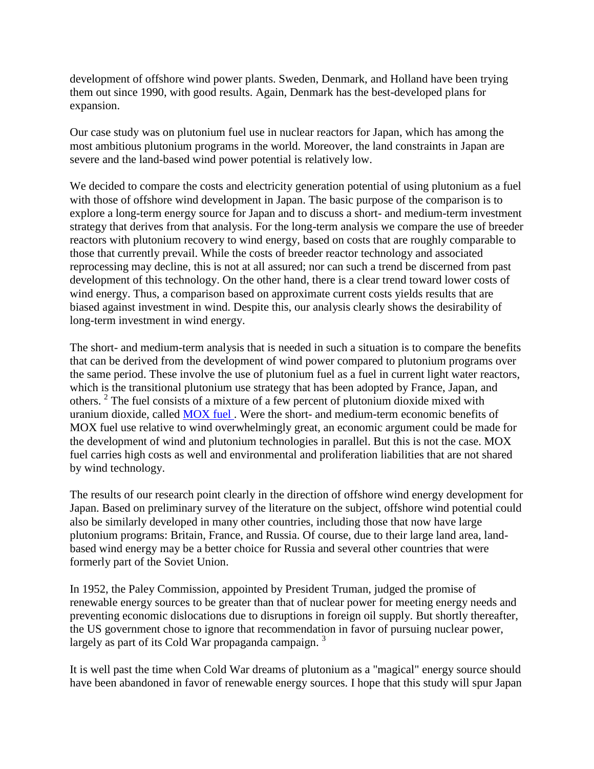development of offshore wind power plants. Sweden, Denmark, and Holland have been trying them out since 1990, with good results. Again, Denmark has the best-developed plans for expansion.

Our case study was on plutonium fuel use in nuclear reactors for Japan, which has among the most ambitious plutonium programs in the world. Moreover, the land constraints in Japan are severe and the land-based wind power potential is relatively low.

We decided to compare the costs and electricity generation potential of using plutonium as a fuel with those of offshore wind development in Japan. The basic purpose of the comparison is to explore a long-term energy source for Japan and to discuss a short- and medium-term investment strategy that derives from that analysis. For the long-term analysis we compare the use of breeder reactors with plutonium recovery to wind energy, based on costs that are roughly comparable to those that currently prevail. While the costs of breeder reactor technology and associated reprocessing may decline, this is not at all assured; nor can such a trend be discerned from past development of this technology. On the other hand, there is a clear trend toward lower costs of wind energy. Thus, a comparison based on approximate current costs yields results that are biased against investment in wind. Despite this, our analysis clearly shows the desirability of long-term investment in wind energy.

The short- and medium-term analysis that is needed in such a situation is to compare the benefits that can be derived from the development of wind power compared to plutonium programs over the same period. These involve the use of plutonium fuel as a fuel in current light water reactors, which is the transitional plutonium use strategy that has been adopted by France, Japan, and others. [2] The fuel consists of a mixture of a few percent of plutonium dioxide mixed with uranium dioxide, called MOX fuel . Were the short- and medium-term economic benefits of MOX fuel use relative to wind overwhelmingly great, an economic argument could be made for the development of wind and plutonium technologies in parallel. But this is not the case. MOX fuel carries high costs as well and environmental and proliferation liabilities that are not shared by wind technology.

The results of our research point clearly in the direction of offshore wind energy development for Japan. Based on preliminary survey of the literature on the subject, offshore wind potential could also be similarly developed in many other countries, including those that now have large plutonium programs: Britain, France, and Russia. Of course, due to their large land area, land-based wind energy may be a better choice for Russia and several other countries that were formerly part of the Soviet Union.

In 1952, the Paley Commission, appointed by President Truman, judged the promise of renewable energy sources to be greater than that of nuclear power for meeting energy needs and preventing economic dislocations due to disruptions in foreign oil supply. But shortly thereafter, the US government chose to ignore that recommendation in favor of pursuing nuclear power, largely as part of its Cold War propaganda campaign. [3]

It is well past the time when Cold War dreams of plutonium as a "magical" energy source should have been abandoned in favor of renewable energy sources. I hope that this study will spur Japan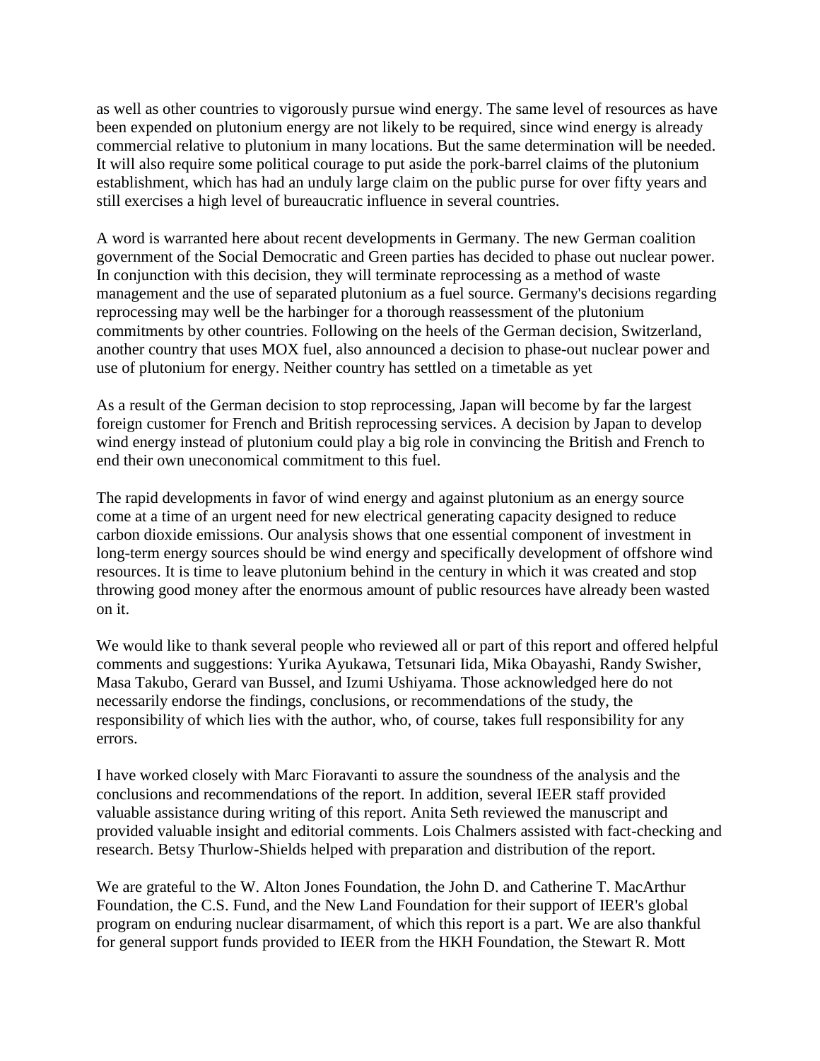as well as other countries to vigorously pursue wind energy. The same level of resources as have been expended on plutonium energy are not likely to be required, since wind energy is already commercial relative to plutonium in many locations. But the same determination will be needed. It will also require some political courage to put aside the pork-barrel claims of the plutonium establishment, which has had an unduly large claim on the public purse for over fifty years and still exercises a high level of bureaucratic influence in several countries.

A word is warranted here about recent developments in Germany. The new German coalition government of the Social Democratic and Green parties has decided to phase out nuclear power. In conjunction with this decision, they will terminate reprocessing as a method of waste management and the use of separated plutonium as a fuel source. Germany's decisions regarding reprocessing may well be the harbinger for a thorough reassessment of the plutonium commitments by other countries. Following on the heels of the German decision, Switzerland, another country that uses MOX fuel, also announced a decision to phase-out nuclear power and use of plutonium for energy. Neither country has settled on a timetable as yet

As a result of the German decision to stop reprocessing, Japan will become by far the largest foreign customer for French and British reprocessing services. A decision by Japan to develop wind energy instead of plutonium could play a big role in convincing the British and French to end their own uneconomical commitment to this fuel.

The rapid developments in favor of wind energy and against plutonium as an energy source come at a time of an urgent need for new electrical generating capacity designed to reduce carbon dioxide emissions. Our analysis shows that one essential component of investment in long-term energy sources should be wind energy and specifically development of offshore wind resources. It is time to leave plutonium behind in the century in which it was created and stop throwing good money after the enormous amount of public resources have already been wasted on it.

We would like to thank several people who reviewed all or part of this report and offered helpful comments and suggestions: Yurika Ayukawa, Tetsunari Iida, Mika Obayashi, Randy Swisher, Masa Takubo, Gerard van Bussel, and Izumi Ushiyama. Those acknowledged here do not necessarily endorse the findings, conclusions, or recommendations of the study, the responsibility of which lies with the author, who, of course, takes full responsibility for any errors.

I have worked closely with Marc Fioravanti to assure the soundness of the analysis and the conclusions and recommendations of the report. In addition, several IEER staff provided valuable assistance during writing of this report. Anita Seth reviewed the manuscript and provided valuable insight and editorial comments. Lois Chalmers assisted with fact-checking and research. Betsy Thurlow-Shields helped with preparation and distribution of the report.

We are grateful to the W. Alton Jones Foundation, the John D. and Catherine T. MacArthur Foundation, the C.S. Fund, and the New Land Foundation for their support of IEER's global program on enduring nuclear disarmament, of which this report is a part. We are also thankful for general support funds provided to IEER from the HKH Foundation, the Stewart R. Mott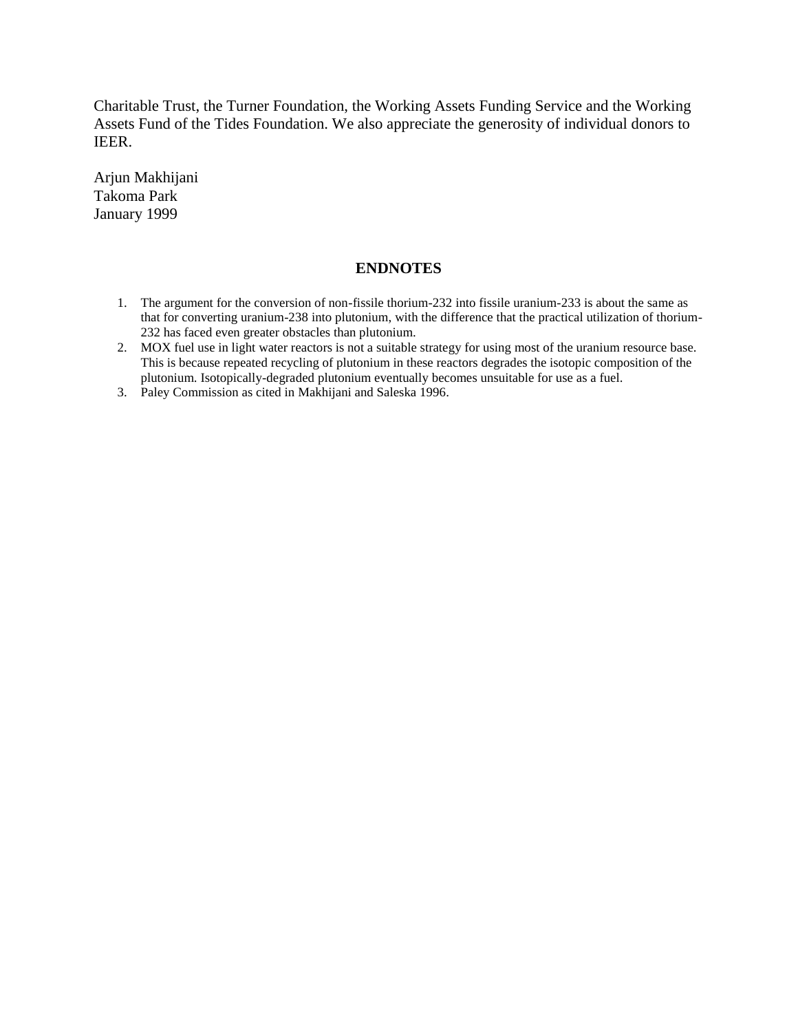Charitable Trust, the Turner Foundation, the Working Assets Funding Service and the Working Assets Fund of the Tides Foundation. We also appreciate the generosity of individual donors to IEER.

Arjun Makhijani
Takoma Park
January 1999

## ENDNOTES

1. The argument for the conversion of non-fissile thorium-232 into fissile uranium-233 is about the same as that for converting uranium-238 into plutonium, with the difference that the practical utilization of thorium-232 has faced even greater obstacles than plutonium.
2. MOX fuel use in light water reactors is not a suitable strategy for using most of the uranium resource base. This is because repeated recycling of plutonium in these reactors degrades the isotopic composition of the plutonium. Isotopically-degraded plutonium eventually becomes unsuitable for use as a fuel.
3. Paley Commission as cited in Makhijani and Saleska 1996.